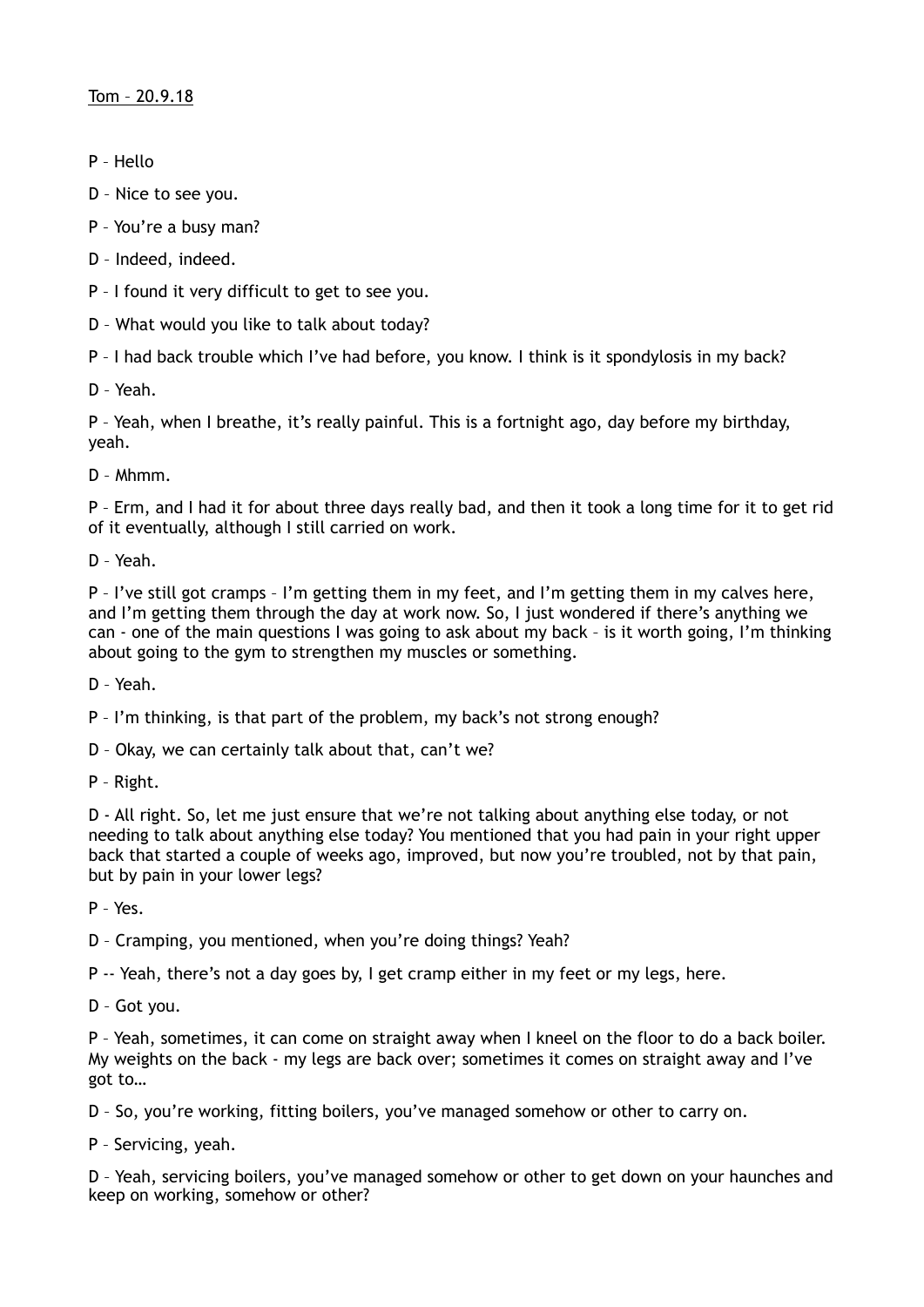<u>Tom – 20.9.18</u>

P – Hello

D – Nice to see you.

P – You're a busy man?

D – Indeed, indeed.

P – I found it very difficult to get to see you.

D – What would you like to talk about today?

P – I had back trouble which I've had before, you know. I think is it spondylosis in my back?

D – Yeah.

P – Yeah, when I breathe, it's really painful. This is a fortnight ago, day before my birthday, yeah.

D – Mhmm.

P – Erm, and I had it for about three days really bad, and then it took a long time for it to get rid of it eventually, although I still carried on work.

D – Yeah.

P – I've still got cramps – I'm getting them in my feet, and I'm getting them in my calves here, and I'm getting them through the day at work now. So, I just wondered if there's anything we can - one of the main questions I was going to ask about my back – is it worth going, I'm thinking about going to the gym to strengthen my muscles or something.

D – Yeah.

P – I'm thinking, is that part of the problem, my back's not strong enough?

D – Okay, we can certainly talk about that, can't we?

P – Right.

D - All right. So, let me just ensure that we're not talking about anything else today, or not needing to talk about anything else today? You mentioned that you had pain in your right upper back that started a couple of weeks ago, improved, but now you're troubled, not by that pain, but by pain in your lower legs?

P – Yes.

D – Cramping, you mentioned, when you're doing things? Yeah?

P -- Yeah, there's not a day goes by, I get cramp either in my feet or my legs, here.

D – Got you.

P – Yeah, sometimes, it can come on straight away when I kneel on the floor to do a back boiler. My weights on the back - my legs are back over; sometimes it comes on straight away and I've got to…

D – So, you're working, fitting boilers, you've managed somehow or other to carry on.

P – Servicing, yeah.

D – Yeah, servicing boilers, you've managed somehow or other to get down on your haunches and keep on working, somehow or other?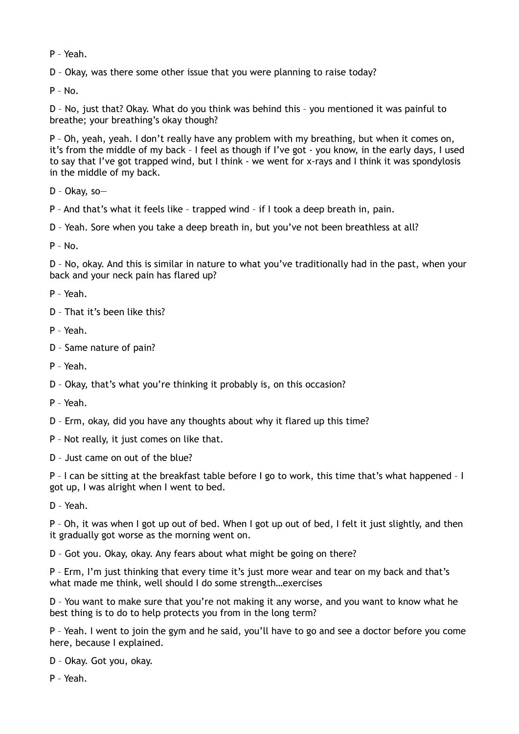P – Yeah.

D – Okay, was there some other issue that you were planning to raise today?

P – No.

D – No, just that? Okay. What do you think was behind this – you mentioned it was painful to breathe; your breathing's okay though?

P – Oh, yeah, yeah. I don't really have any problem with my breathing, but when it comes on, it's from the middle of my back – I feel as though if I've got - you know, in the early days, I used to say that I've got trapped wind, but I think - we went for x-rays and I think it was spondylosis in the middle of my back.

D – Okay, so—

P – And that's what it feels like – trapped wind – if I took a deep breath in, pain.

D – Yeah. Sore when you take a deep breath in, but you've not been breathless at all?

P – No.

D – No, okay. And this is similar in nature to what you've traditionally had in the past, when your back and your neck pain has flared up?

P – Yeah.

D – That it's been like this?

P – Yeah.

D – Same nature of pain?

P – Yeah.

D – Okay, that's what you're thinking it probably is, on this occasion?

P – Yeah.

D – Erm, okay, did you have any thoughts about why it flared up this time?

P – Not really, it just comes on like that.

D – Just came on out of the blue?

P – I can be sitting at the breakfast table before I go to work, this time that's what happened – I got up, I was alright when I went to bed.

D – Yeah.

P – Oh, it was when I got up out of bed. When I got up out of bed, I felt it just slightly, and then it gradually got worse as the morning went on.

D – Got you. Okay, okay. Any fears about what might be going on there?

P – Erm, I'm just thinking that every time it's just more wear and tear on my back and that's what made me think, well should I do some strength…exercises

D – You want to make sure that you're not making it any worse, and you want to know what he best thing is to do to help protects you from in the long term?

P – Yeah. I went to join the gym and he said, you'll have to go and see a doctor before you come here, because I explained.

D – Okay. Got you, okay.

P – Yeah.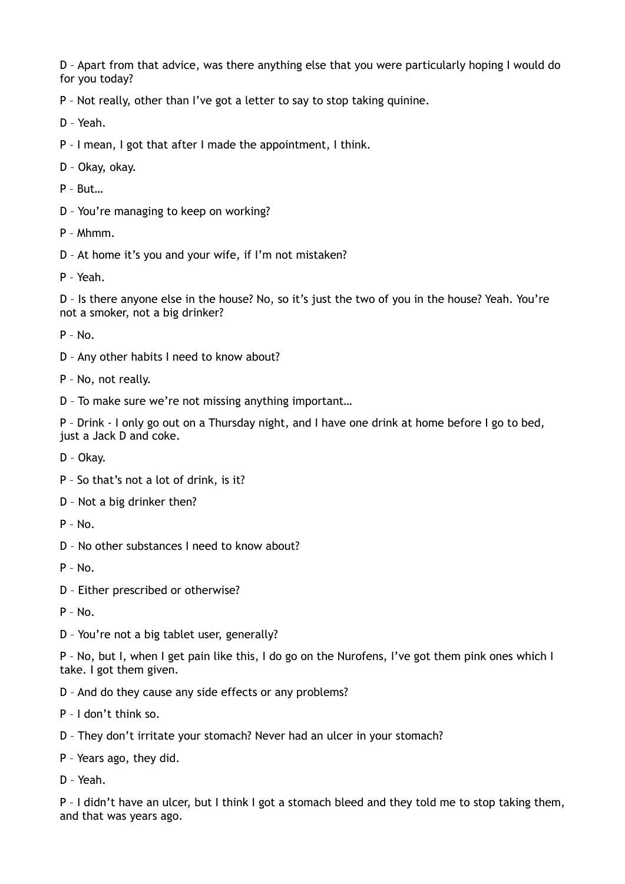D – Apart from that advice, was there anything else that you were particularly hoping I would do for you today?

P – Not really, other than I've got a letter to say to stop taking quinine.

D – Yeah.

P – I mean, I got that after I made the appointment, I think.

D – Okay, okay.

P – But…

D – You're managing to keep on working?

P – Mhmm.

D – At home it's you and your wife, if I'm not mistaken?

P – Yeah.

D – Is there anyone else in the house? No, so it's just the two of you in the house? Yeah. You're not a smoker, not a big drinker?

P – No.

D – Any other habits I need to know about?

P – No, not really.

D – To make sure we're not missing anything important…

P – Drink - I only go out on a Thursday night, and I have one drink at home before I go to bed, just a Jack D and coke.

D – Okay.

P – So that's not a lot of drink, is it?

D – Not a big drinker then?

P – No.

D – No other substances I need to know about?

P – No.

D – Either prescribed or otherwise?

P – No.

D – You're not a big tablet user, generally?

P – No, but I, when I get pain like this, I do go on the Nurofens, I've got them pink ones which I take. I got them given.

D – And do they cause any side effects or any problems?

P – I don't think so.

D – They don't irritate your stomach? Never had an ulcer in your stomach?

P – Years ago, they did.

D – Yeah.

P – I didn't have an ulcer, but I think I got a stomach bleed and they told me to stop taking them, and that was years ago.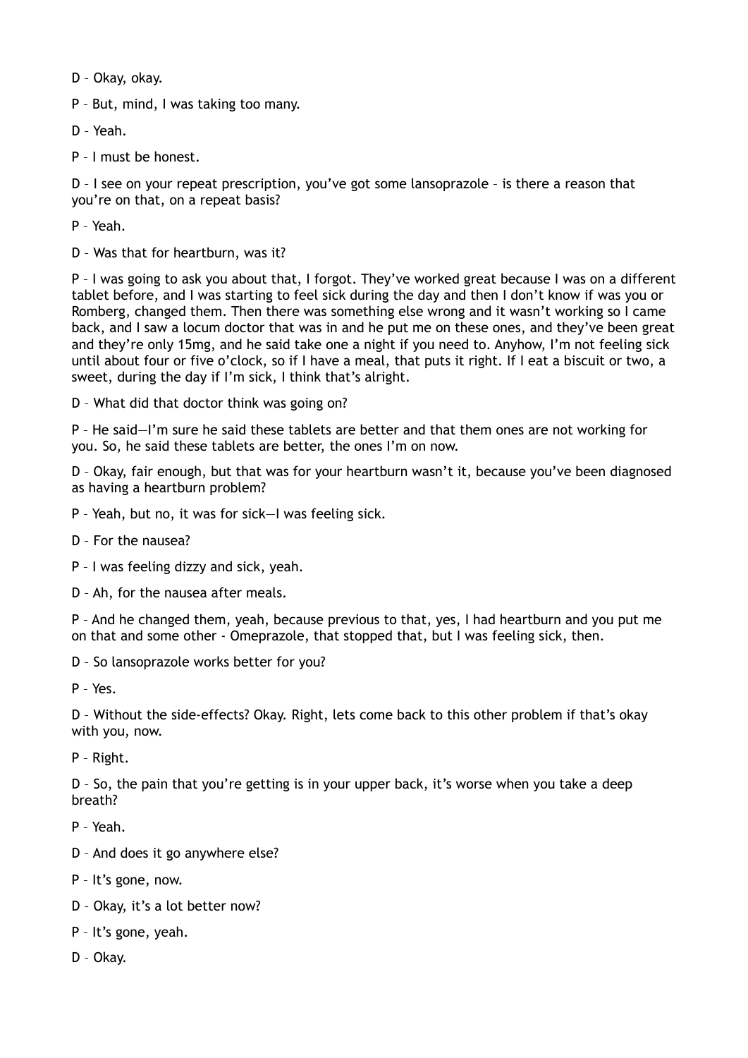D – Okay, okay.

P – But, mind, I was taking too many.

D – Yeah.

P – I must be honest.

D – I see on your repeat prescription, you've got some lansoprazole – is there a reason that you're on that, on a repeat basis?

P – Yeah.

D – Was that for heartburn, was it?

P – I was going to ask you about that, I forgot. They've worked great because I was on a different tablet before, and I was starting to feel sick during the day and then I don't know if was you or Romberg, changed them. Then there was something else wrong and it wasn't working so I came back, and I saw a locum doctor that was in and he put me on these ones, and they've been great and they're only 15mg, and he said take one a night if you need to. Anyhow, I'm not feeling sick until about four or five o'clock, so if I have a meal, that puts it right. If I eat a biscuit or two, a sweet, during the day if I'm sick, I think that's alright.

D – What did that doctor think was going on?

P – He said—I'm sure he said these tablets are better and that them ones are not working for you. So, he said these tablets are better, the ones I'm on now.

D – Okay, fair enough, but that was for your heartburn wasn't it, because you've been diagnosed as having a heartburn problem?

P – Yeah, but no, it was for sick—I was feeling sick.

D – For the nausea?

P – I was feeling dizzy and sick, yeah.

D – Ah, for the nausea after meals.

P – And he changed them, yeah, because previous to that, yes, I had heartburn and you put me on that and some other - Omeprazole, that stopped that, but I was feeling sick, then.

D – So lansoprazole works better for you?

P – Yes.

D – Without the side-effects? Okay. Right, lets come back to this other problem if that's okay with you, now.

P – Right.

D – So, the pain that you're getting is in your upper back, it's worse when you take a deep breath?

P – Yeah.

D – And does it go anywhere else?

P – It's gone, now.

D – Okay, it's a lot better now?

P – It's gone, yeah.

D – Okay.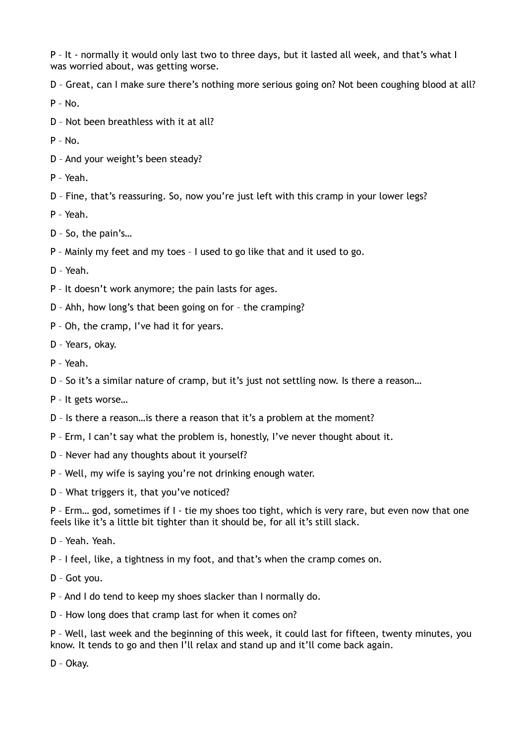P – It - normally it would only last two to three days, but it lasted all week, and that's what I was worried about, was getting worse.

D – Great, can I make sure there's nothing more serious going on? Not been coughing blood at all?

P – No.

D – Not been breathless with it at all?

P – No.

D – And your weight's been steady?

P – Yeah.

D – Fine, that's reassuring. So, now you're just left with this cramp in your lower legs?

P – Yeah.

D – So, the pain's…

P – Mainly my feet and my toes – I used to go like that and it used to go.

D – Yeah.

P – It doesn't work anymore; the pain lasts for ages.

D – Ahh, how long's that been going on for – the cramping?

P – Oh, the cramp, I've had it for years.

D – Years, okay.

P – Yeah.

D – So it's a similar nature of cramp, but it's just not settling now. Is there a reason…

P – It gets worse…

D – Is there a reason…is there a reason that it's a problem at the moment?

P – Erm, I can't say what the problem is, honestly, I've never thought about it.

D – Never had any thoughts about it yourself?

P – Well, my wife is saying you're not drinking enough water.

D – What triggers it, that you've noticed?

P – Erm… god, sometimes if I - tie my shoes too tight, which is very rare, but even now that one feels like it's a little bit tighter than it should be, for all it's still slack.

D – Yeah. Yeah.

P – I feel, like, a tightness in my foot, and that's when the cramp comes on.

D – Got you.

P – And I do tend to keep my shoes slacker than I normally do.

D – How long does that cramp last for when it comes on?

P – Well, last week and the beginning of this week, it could last for fifteen, twenty minutes, you know. It tends to go and then I'll relax and stand up and it'll come back again.

D – Okay.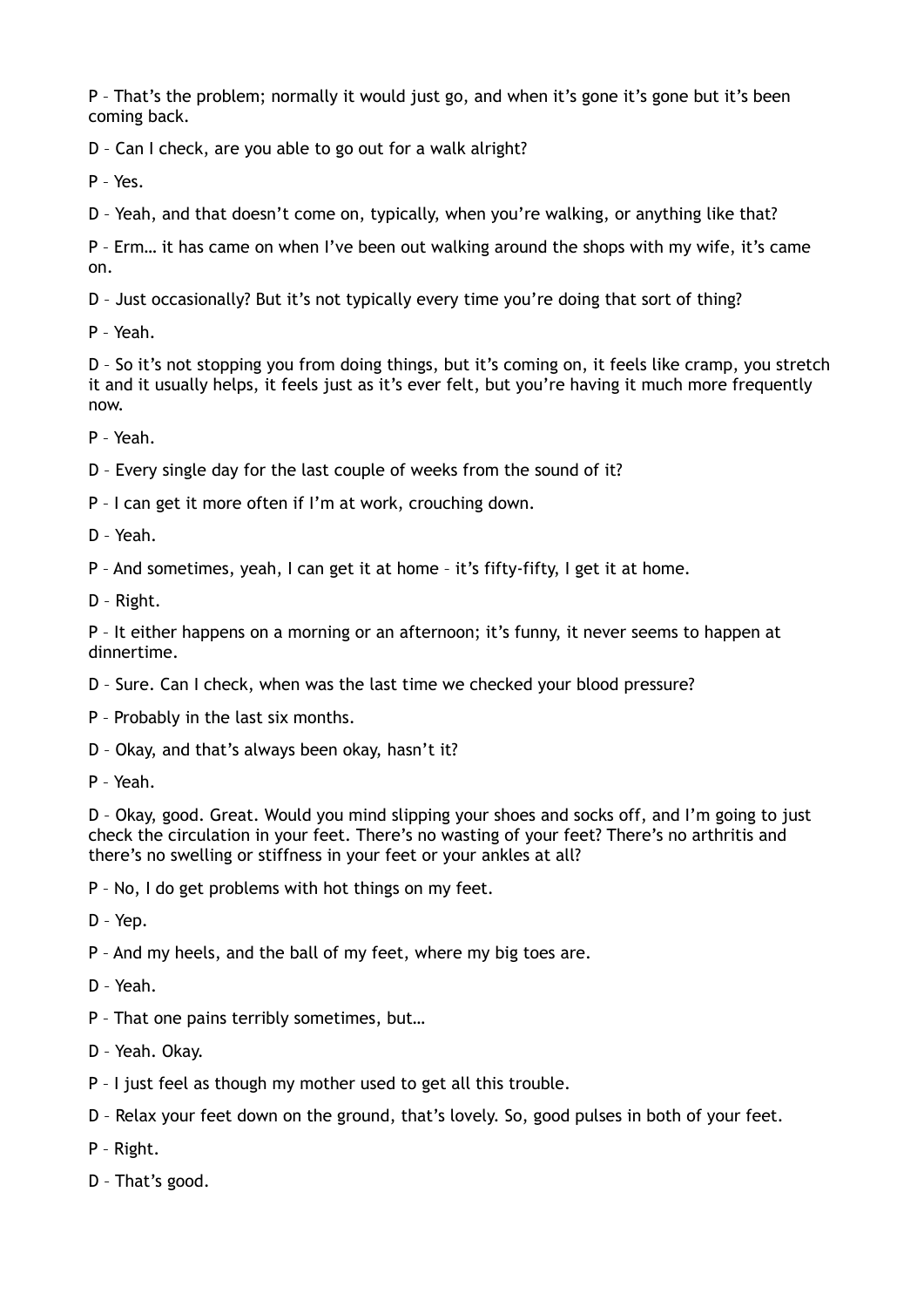P – That's the problem; normally it would just go, and when it's gone it's gone but it's been coming back.

D – Can I check, are you able to go out for a walk alright?

P – Yes.

D – Yeah, and that doesn't come on, typically, when you're walking, or anything like that?

P – Erm… it has came on when I've been out walking around the shops with my wife, it's came on.

D – Just occasionally? But it's not typically every time you're doing that sort of thing?

P – Yeah.

D – So it's not stopping you from doing things, but it's coming on, it feels like cramp, you stretch it and it usually helps, it feels just as it's ever felt, but you're having it much more frequently now.

P – Yeah.

D – Every single day for the last couple of weeks from the sound of it?

P – I can get it more often if I'm at work, crouching down.

D – Yeah.

P – And sometimes, yeah, I can get it at home – it's fifty-fifty, I get it at home.

D – Right.

P – It either happens on a morning or an afternoon; it's funny, it never seems to happen at dinnertime.

D – Sure. Can I check, when was the last time we checked your blood pressure?

P – Probably in the last six months.

D – Okay, and that's always been okay, hasn't it?

P – Yeah.

D – Okay, good. Great. Would you mind slipping your shoes and socks off, and I'm going to just check the circulation in your feet. There's no wasting of your feet? There's no arthritis and there's no swelling or stiffness in your feet or your ankles at all?

P – No, I do get problems with hot things on my feet.

D – Yep.

P – And my heels, and the ball of my feet, where my big toes are.

D – Yeah.

P – That one pains terribly sometimes, but…

D – Yeah. Okay.

P – I just feel as though my mother used to get all this trouble.

D – Relax your feet down on the ground, that's lovely. So, good pulses in both of your feet.

P – Right.

D – That's good.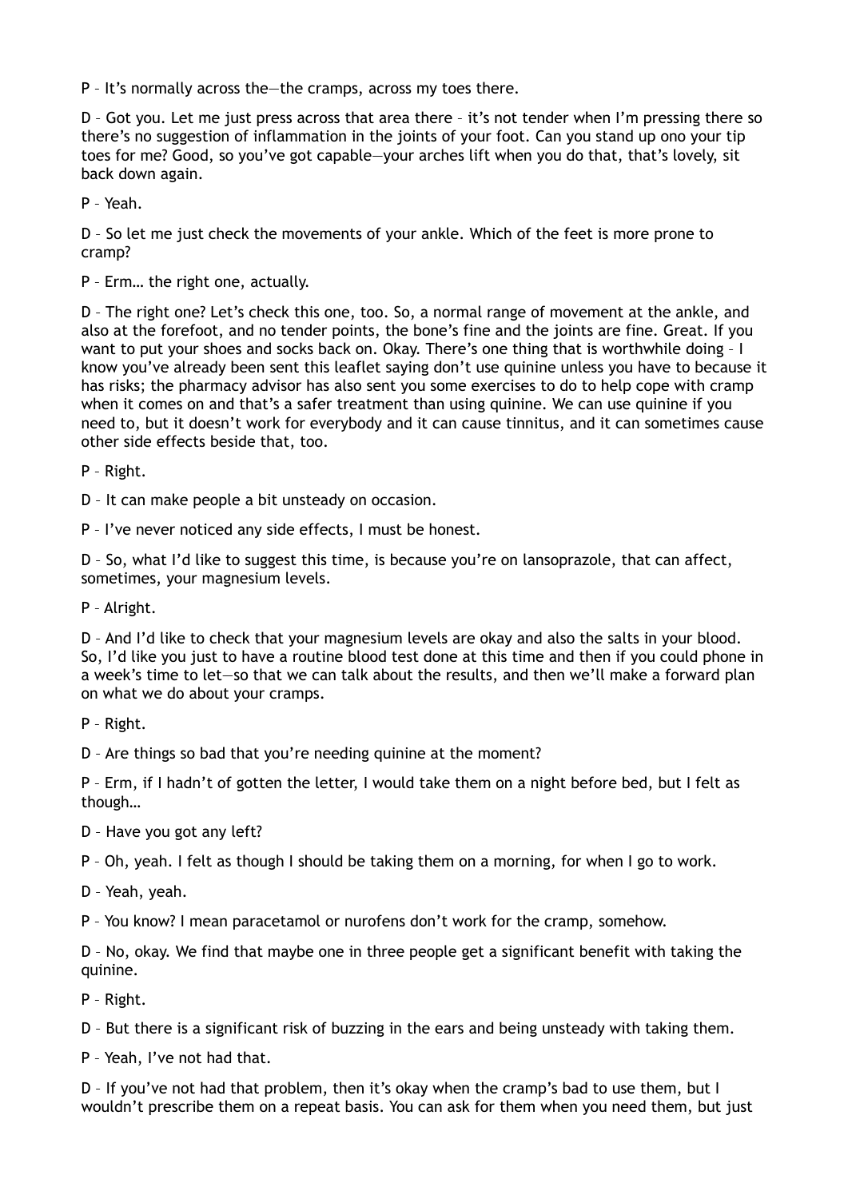P – It's normally across the—the cramps, across my toes there.

D – Got you. Let me just press across that area there – it's not tender when I'm pressing there so there's no suggestion of inflammation in the joints of your foot. Can you stand up ono your tip toes for me? Good, so you've got capable—your arches lift when you do that, that's lovely, sit back down again.

P – Yeah.

D – So let me just check the movements of your ankle. Which of the feet is more prone to cramp?

P – Erm… the right one, actually.

D – The right one? Let's check this one, too. So, a normal range of movement at the ankle, and also at the forefoot, and no tender points, the bone's fine and the joints are fine. Great. If you want to put your shoes and socks back on. Okay. There's one thing that is worthwhile doing – I know you've already been sent this leaflet saying don't use quinine unless you have to because it has risks; the pharmacy advisor has also sent you some exercises to do to help cope with cramp when it comes on and that's a safer treatment than using quinine. We can use quinine if you need to, but it doesn't work for everybody and it can cause tinnitus, and it can sometimes cause other side effects beside that, too.

P – Right.

D – It can make people a bit unsteady on occasion.

P – I've never noticed any side effects, I must be honest.

D – So, what I'd like to suggest this time, is because you're on lansoprazole, that can affect, sometimes, your magnesium levels.

P – Alright.

D – And I'd like to check that your magnesium levels are okay and also the salts in your blood. So, I'd like you just to have a routine blood test done at this time and then if you could phone in a week's time to let—so that we can talk about the results, and then we'll make a forward plan on what we do about your cramps.

P – Right.

D – Are things so bad that you're needing quinine at the moment?

P – Erm, if I hadn't of gotten the letter, I would take them on a night before bed, but I felt as though…

D – Have you got any left?

P – Oh, yeah. I felt as though I should be taking them on a morning, for when I go to work.

D – Yeah, yeah.

P – You know? I mean paracetamol or nurofens don't work for the cramp, somehow.

D – No, okay. We find that maybe one in three people get a significant benefit with taking the quinine.

P – Right.

D – But there is a significant risk of buzzing in the ears and being unsteady with taking them.

P – Yeah, I've not had that.

D – If you've not had that problem, then it's okay when the cramp's bad to use them, but I wouldn't prescribe them on a repeat basis. You can ask for them when you need them, but just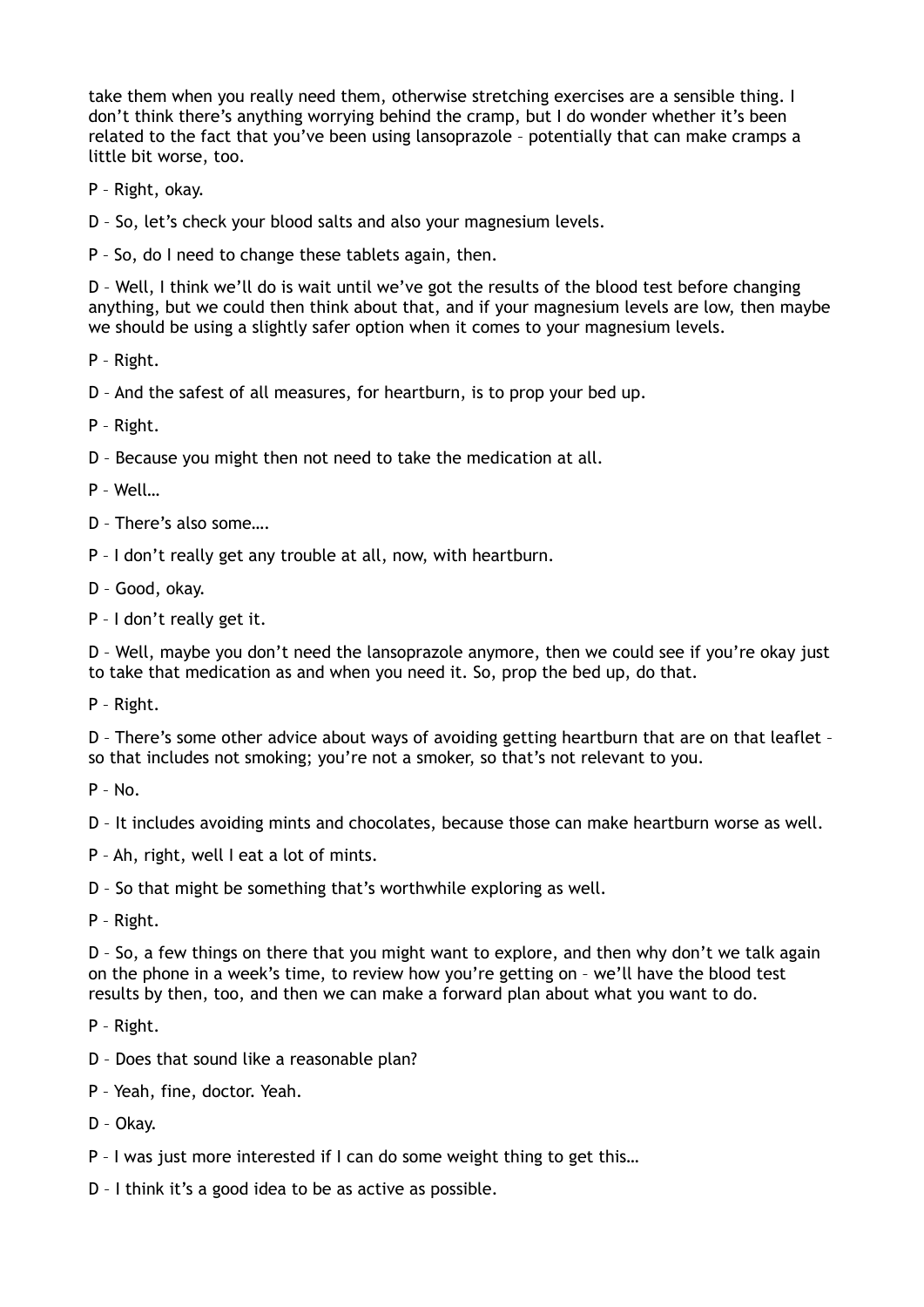take them when you really need them, otherwise stretching exercises are a sensible thing. I don't think there's anything worrying behind the cramp, but I do wonder whether it's been related to the fact that you've been using lansoprazole – potentially that can make cramps a little bit worse, too.

P – Right, okay.

D – So, let's check your blood salts and also your magnesium levels.

P – So, do I need to change these tablets again, then.

D – Well, I think we'll do is wait until we've got the results of the blood test before changing anything, but we could then think about that, and if your magnesium levels are low, then maybe we should be using a slightly safer option when it comes to your magnesium levels.

P – Right.

D – And the safest of all measures, for heartburn, is to prop your bed up.

P – Right.

D – Because you might then not need to take the medication at all.

P – Well…

D – There's also some….

P – I don't really get any trouble at all, now, with heartburn.

D – Good, okay.

P – I don't really get it.

D – Well, maybe you don't need the lansoprazole anymore, then we could see if you're okay just to take that medication as and when you need it. So, prop the bed up, do that.

P – Right.

D – There's some other advice about ways of avoiding getting heartburn that are on that leaflet – so that includes not smoking; you're not a smoker, so that's not relevant to you.

P – No.

D – It includes avoiding mints and chocolates, because those can make heartburn worse as well.

P – Ah, right, well I eat a lot of mints.

D – So that might be something that's worthwhile exploring as well.

P – Right.

D – So, a few things on there that you might want to explore, and then why don't we talk again on the phone in a week's time, to review how you're getting on – we'll have the blood test results by then, too, and then we can make a forward plan about what you want to do.

P – Right.

D – Does that sound like a reasonable plan?

P – Yeah, fine, doctor. Yeah.

D – Okay.

P – I was just more interested if I can do some weight thing to get this…

D – I think it's a good idea to be as active as possible.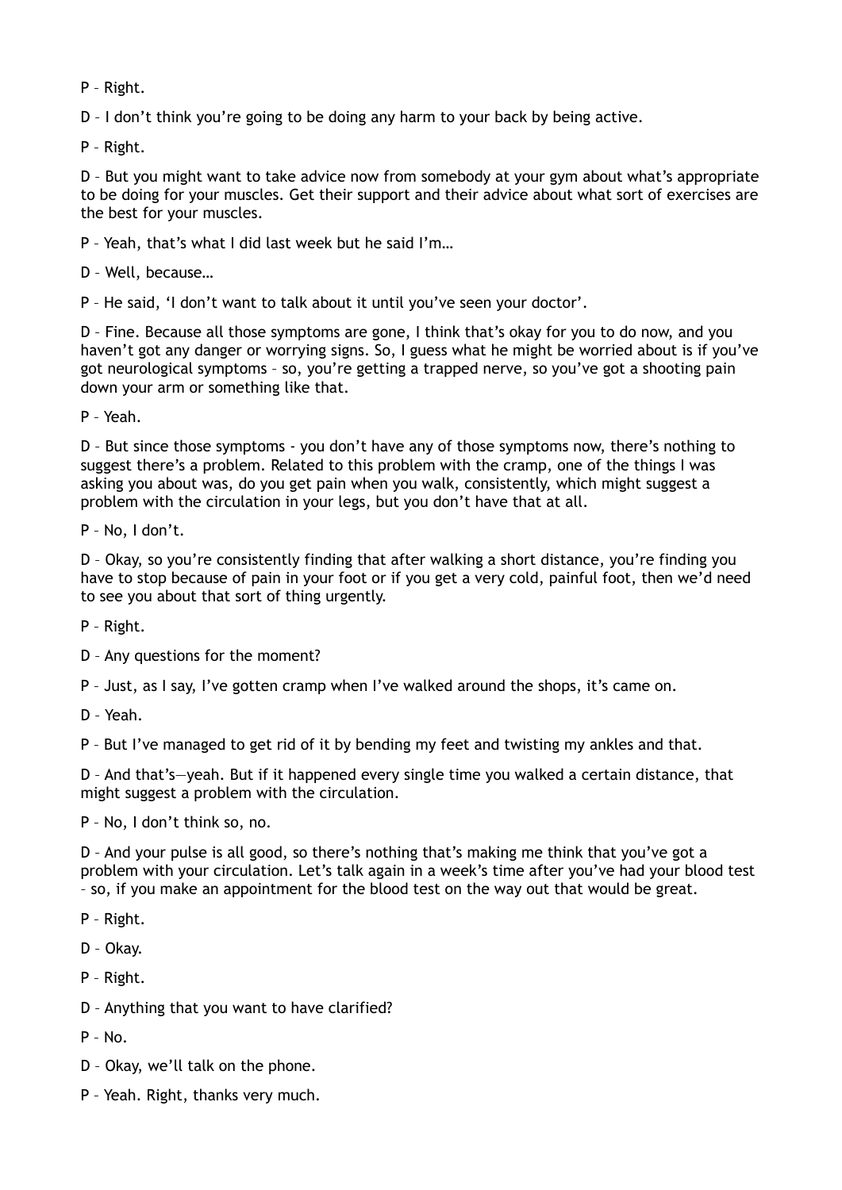P – Right.

D – I don't think you're going to be doing any harm to your back by being active.

P – Right.

D – But you might want to take advice now from somebody at your gym about what's appropriate to be doing for your muscles. Get their support and their advice about what sort of exercises are the best for your muscles.

P – Yeah, that's what I did last week but he said I'm…

D – Well, because…

P – He said, 'I don't want to talk about it until you've seen your doctor'.

D – Fine. Because all those symptoms are gone, I think that's okay for you to do now, and you haven't got any danger or worrying signs. So, I guess what he might be worried about is if you've got neurological symptoms – so, you're getting a trapped nerve, so you've got a shooting pain down your arm or something like that.

P – Yeah.

D – But since those symptoms - you don't have any of those symptoms now, there's nothing to suggest there's a problem. Related to this problem with the cramp, one of the things I was asking you about was, do you get pain when you walk, consistently, which might suggest a problem with the circulation in your legs, but you don't have that at all.

P – No, I don't.

D – Okay, so you're consistently finding that after walking a short distance, you're finding you have to stop because of pain in your foot or if you get a very cold, painful foot, then we'd need to see you about that sort of thing urgently.

P – Right.

D – Any questions for the moment?

P – Just, as I say, I've gotten cramp when I've walked around the shops, it's came on.

D – Yeah.

P – But I've managed to get rid of it by bending my feet and twisting my ankles and that.

D – And that's—yeah. But if it happened every single time you walked a certain distance, that might suggest a problem with the circulation.

P – No, I don't think so, no.

D – And your pulse is all good, so there's nothing that's making me think that you've got a problem with your circulation. Let's talk again in a week's time after you've had your blood test – so, if you make an appointment for the blood test on the way out that would be great.

P – Right.

D – Okay.

P – Right.

D – Anything that you want to have clarified?

P – No.

D – Okay, we'll talk on the phone.

P – Yeah. Right, thanks very much.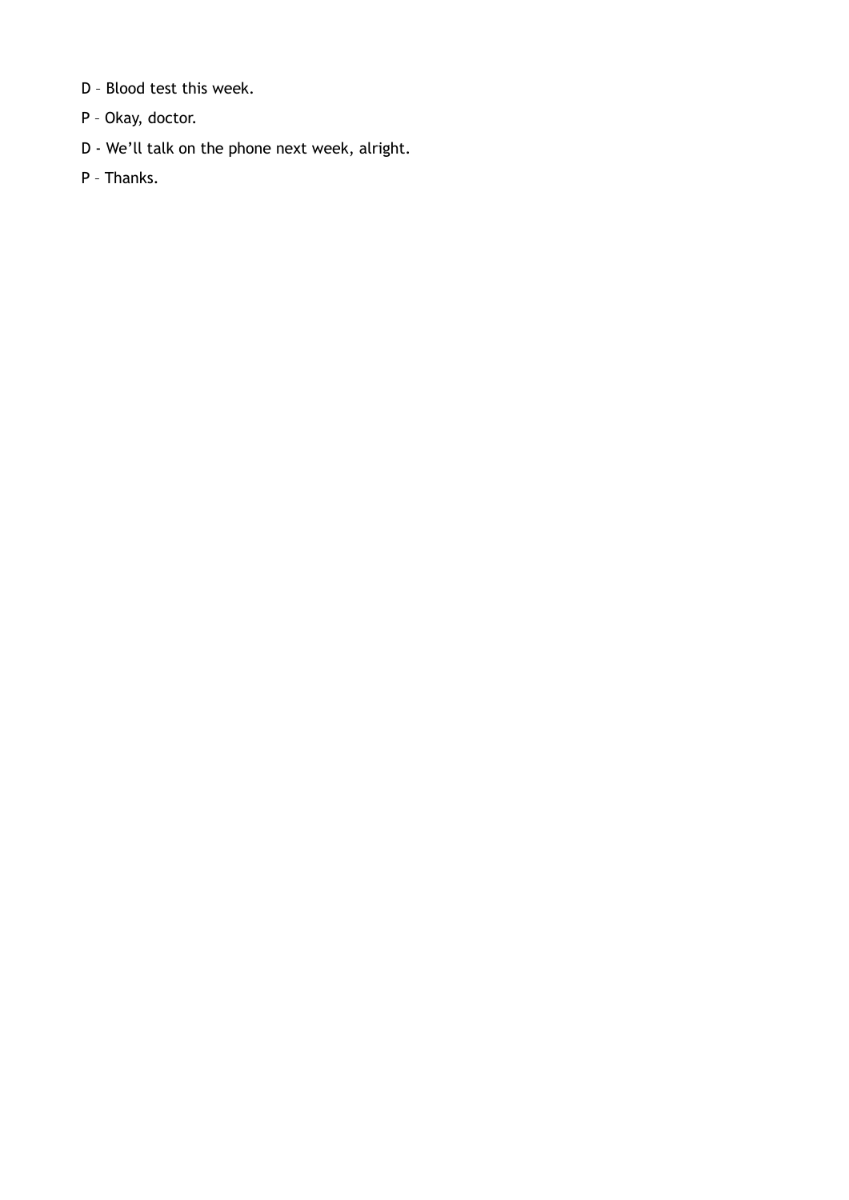D – Blood test this week.

P – Okay, doctor.

D - We'll talk on the phone next week, alright.

P – Thanks.